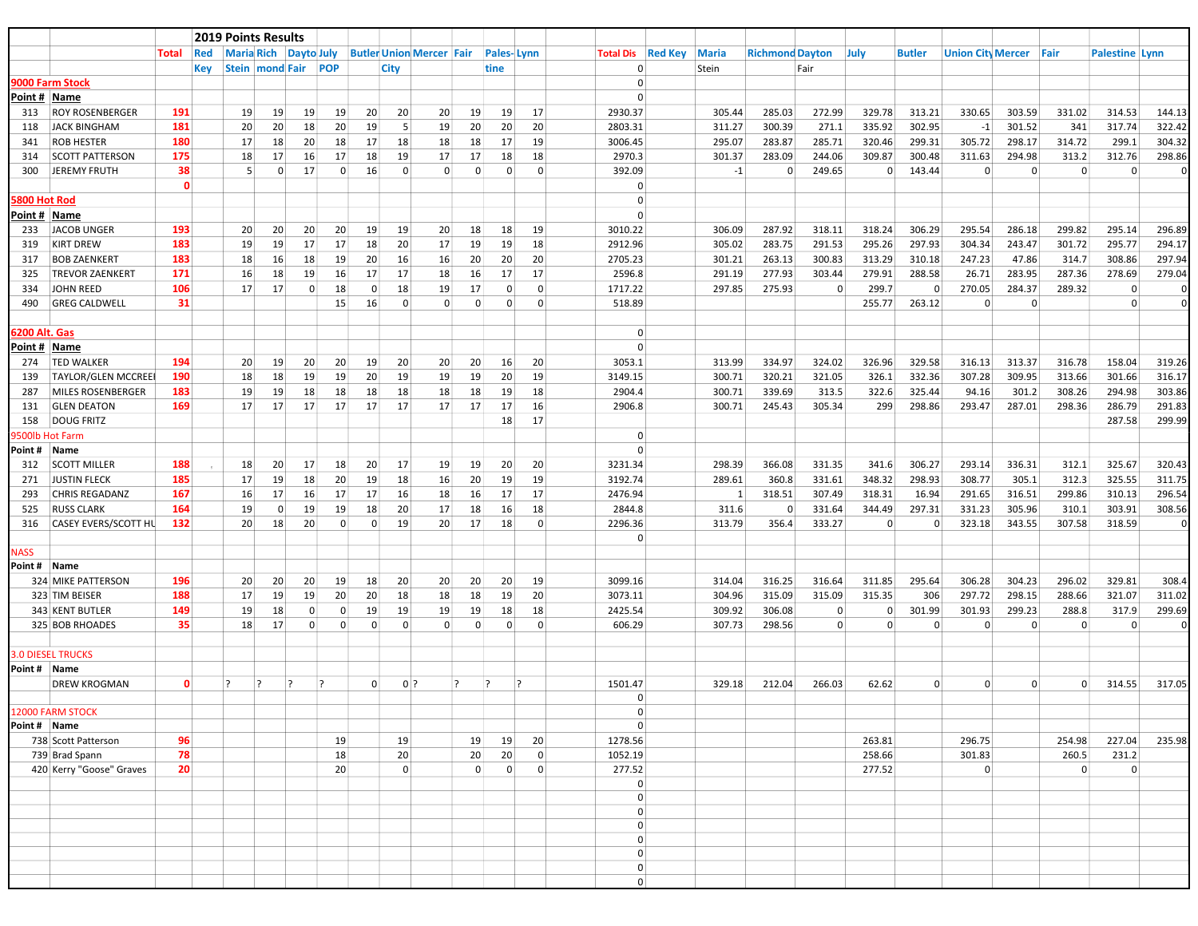| | | | 2019 Points Results | | | | | | | | | | | | | | | | | | | | | | | |
|---|---|---|---|---|---|---|---|---|---|---|---|---|---|---|---|---|---|---|---|---|---|---|---|---|---|---|
| | | Total | Red | Maria | Rich | Dayto | July | Butler | Union | Mercer | Fair | Pales- | Lynn | | Total Dis | Red Key | Maria | Richmond | Dayton | July | Butler | Union City | Mercer | Fair | Palestine | Lynn |
| | | | Key | Stein | mond | Fair | POP | | City | | | tine | | | 0 | | Stein | | Fair | | | | | | | |
| 9000 Farm Stock | | | | | | | | | | | | | | | 0 | | | | | | | | | | | |
| Point # | Name | | | | | | | | | | | | | | 0 | | | | | | | | | | | |
| 313 | ROY ROSENBERGER | 191 | | 19 | 19 | 19 | 19 | 20 | 20 | 20 | 19 | 19 | 17 | | 2930.37 | | 305.44 | 285.03 | 272.99 | 329.78 | 313.21 | 330.65 | 303.59 | 331.02 | 314.53 | 144.13 |
| 118 | JACK BINGHAM | 181 | | 20 | 20 | 18 | 20 | 19 | 5 | 19 | 20 | 20 | 20 | | 2803.31 | | 311.27 | 300.39 | 271.1 | 335.92 | 302.95 | -1 | 301.52 | 341 | 317.74 | 322.42 |
| 341 | ROB HESTER | 180 | | 17 | 18 | 20 | 18 | 17 | 18 | 18 | 18 | 17 | 19 | | 3006.45 | | 295.07 | 283.87 | 285.71 | 320.46 | 299.31 | 305.72 | 298.17 | 314.72 | 299.1 | 304.32 |
| 314 | SCOTT PATTERSON | 175 | | 18 | 17 | 16 | 17 | 18 | 19 | 17 | 17 | 18 | 18 | | 2970.3 | | 301.37 | 283.09 | 244.06 | 309.87 | 300.48 | 311.63 | 294.98 | 313.2 | 312.76 | 298.86 |
| 300 | JEREMY FRUTH | 38 | | 5 | 0 | 17 | 0 | 16 | 0 | 0 | 0 | 0 | 0 | | 392.09 | | -1 | 0 | 249.65 | 0 | 143.44 | 0 | 0 | 0 | 0 | 0 |
| | | 0 | | | | | | | | | | | | | 0 | | | | | | | | | | | |
| 5800 Hot Rod | | | | | | | | | | | | | | | 0 | | | | | | | | | | | |
| Point # | Name | | | | | | | | | | | | | | 0 | | | | | | | | | | | |
| 233 | JACOB UNGER | 193 | | 20 | 20 | 20 | 20 | 19 | 19 | 20 | 18 | 18 | 19 | | 3010.22 | | 306.09 | 287.92 | 318.11 | 318.24 | 306.29 | 295.54 | 286.18 | 299.82 | 295.14 | 296.89 |
| 319 | KIRT DREW | 183 | | 19 | 19 | 17 | 17 | 18 | 20 | 17 | 19 | 19 | 18 | | 2912.96 | | 305.02 | 283.75 | 291.53 | 295.26 | 297.93 | 304.34 | 243.47 | 301.72 | 295.77 | 294.17 |
| 317 | BOB ZAENKERT | 183 | | 18 | 16 | 18 | 19 | 20 | 16 | 16 | 20 | 20 | 20 | | 2705.23 | | 301.21 | 263.13 | 300.83 | 313.29 | 310.18 | 247.23 | 47.86 | 314.7 | 308.86 | 297.94 |
| 325 | TREVOR ZAENKERT | 171 | | 16 | 18 | 19 | 16 | 17 | 17 | 18 | 16 | 17 | 17 | | 2596.8 | | 291.19 | 277.93 | 303.44 | 279.91 | 288.58 | 26.71 | 283.95 | 287.36 | 278.69 | 279.04 |
| 334 | JOHN REED | 106 | | 17 | 17 | 0 | 18 | 0 | 18 | 19 | 17 | 0 | 0 | | 1717.22 | | 297.85 | 275.93 | 0 | 299.7 | 0 | 270.05 | 284.37 | 289.32 | 0 | 0 |
| 490 | GREG CALDWELL | 31 | | | | | 15 | 16 | 0 | 0 | 0 | 0 | 0 | | 518.89 | | | | | 255.77 | 263.12 | 0 | 0 | | 0 | 0 |
| | | | | | | | | | | | | | | | | | | | | | | | | | | |
| 6200 Alt. Gas | | | | | | | | | | | | | | | 0 | | | | | | | | | | | |
| Point # | Name | | | | | | | | | | | | | | 0 | | | | | | | | | | | |
| 274 | TED WALKER | 194 | | 20 | 19 | 20 | 20 | 19 | 20 | 20 | 20 | 16 | 20 | | 3053.1 | | 313.99 | 334.97 | 324.02 | 326.96 | 329.58 | 316.13 | 313.37 | 316.78 | 158.04 | 319.26 |
| 139 | TAYLOR/GLEN MCCREEI | 190 | | 18 | 18 | 19 | 19 | 20 | 19 | 19 | 19 | 20 | 19 | | 3149.15 | | 300.71 | 320.21 | 321.05 | 326.1 | 332.36 | 307.28 | 309.95 | 313.66 | 301.66 | 316.17 |
| 287 | MILES ROSENBERGER | 183 | | 19 | 19 | 18 | 18 | 18 | 18 | 18 | 18 | 19 | 18 | | 2904.4 | | 300.71 | 339.69 | 313.5 | 322.6 | 325.44 | 94.16 | 301.2 | 308.26 | 294.98 | 303.86 |
| 131 | GLEN DEATON | 169 | | 17 | 17 | 17 | 17 | 17 | 17 | 17 | 17 | 17 | 16 | | 2906.8 | | 300.71 | 245.43 | 305.34 | 299 | 298.86 | 293.47 | 287.01 | 298.36 | 286.79 | 291.83 |
| 158 | DOUG FRITZ | | | | | | | | | | | 18 | 17 | | | | | | | | | | | | 287.58 | 299.99 |
| 9500lb Hot Farm | | | | | | | | | | | | | | | 0 | | | | | | | | | | | |
| Point # | Name | | | | | | | | | | | | | | 0 | | | | | | | | | | | |
| 312 | SCOTT MILLER | 188 | | 18 | 20 | 17 | 18 | 20 | 17 | 19 | 19 | 20 | 20 | | 3231.34 | | 298.39 | 366.08 | 331.35 | 341.6 | 306.27 | 293.14 | 336.31 | 312.1 | 325.67 | 320.43 |
| 271 | JUSTIN FLECK | 185 | | 17 | 19 | 18 | 20 | 19 | 18 | 16 | 20 | 19 | 19 | | 3192.74 | | 289.61 | 360.8 | 331.61 | 348.32 | 298.93 | 308.77 | 305.1 | 312.3 | 325.55 | 311.75 |
| 293 | CHRIS REGADANZ | 167 | | 16 | 17 | 16 | 17 | 17 | 16 | 18 | 16 | 17 | 17 | | 2476.94 | | 1 | 318.51 | 307.49 | 318.31 | 16.94 | 291.65 | 316.51 | 299.86 | 310.13 | 296.54 |
| 525 | RUSS CLARK | 164 | | 19 | 0 | 19 | 19 | 18 | 20 | 17 | 18 | 16 | 18 | | 2844.8 | | 311.6 | 0 | 331.64 | 344.49 | 297.31 | 331.23 | 305.96 | 310.1 | 303.91 | 308.56 |
| 316 | CASEY EVERS/SCOTT HU | 132 | | 20 | 18 | 20 | 0 | 0 | 19 | 20 | 17 | 18 | 0 | | 2296.36 | | 313.79 | 356.4 | 333.27 | 0 | 0 | 323.18 | 343.55 | 307.58 | 318.59 | 0 |
| | | | | | | | | | | | | | | | 0 | | | | | | | | | | | |
| NASS | | | | | | | | | | | | | | | | | | | | | | | | | | |
| Point # | Name | | | | | | | | | | | | | | | | | | | | | | | | | |
| 324 | MIKE PATTERSON | 196 | | 20 | 20 | 20 | 19 | 18 | 20 | 20 | 20 | 20 | 19 | | 3099.16 | | 314.04 | 316.25 | 316.64 | 311.85 | 295.64 | 306.28 | 304.23 | 296.02 | 329.81 | 308.4 |
| 323 | TIM BEISER | 188 | | 17 | 19 | 19 | 20 | 20 | 18 | 18 | 18 | 19 | 20 | | 3073.11 | | 304.96 | 315.09 | 315.09 | 315.35 | 306 | 297.72 | 298.15 | 288.66 | 321.07 | 311.02 |
| 343 | KENT BUTLER | 149 | | 19 | 18 | 0 | 0 | 19 | 19 | 19 | 19 | 18 | 18 | | 2425.54 | | 309.92 | 306.08 | 0 | 0 | 301.99 | 301.93 | 299.23 | 288.8 | 317.9 | 299.69 |
| 325 | BOB RHOADES | 35 | | 18 | 17 | 0 | 0 | 0 | 0 | 0 | 0 | 0 | 0 | | 606.29 | | 307.73 | 298.56 | 0 | 0 | 0 | 0 | 0 | 0 | 0 | 0 |
| | | | | | | | | | | | | | | | | | | | | | | | | | | |
| 3.0 DIESEL TRUCKS | | | | | | | | | | | | | | | | | | | | | | | | | | |
| Point # | Name | | | | | | | | | | | | | | | | | | | | | | | | | |
| | DREW KROGMAN | 0 | | ? | ? | ? | ? | 0 | 0 | ? | ? | ? | ? | | 1501.47 | | 329.18 | 212.04 | 266.03 | 62.62 | 0 | 0 | 0 | 0 | 314.55 | 317.05 |
| | | | | | | | | | | | | | | | 0 | | | | | | | | | | | |
| 12000 FARM STOCK | | | | | | | | | | | | | | | 0 | | | | | | | | | | | |
| Point # | Name | | | | | | | | | | | | | | 0 | | | | | | | | | | | |
| 738 | Scott Patterson | 96 | | | | | 19 | | 19 | | 19 | 19 | 20 | | 1278.56 | | | | | 263.81 | | 296.75 | | 254.98 | 227.04 | 235.98 |
| 739 | Brad Spann | 78 | | | | | 18 | | 20 | | 20 | 20 | 0 | | 1052.19 | | | | | 258.66 | | 301.83 | | 260.5 | 231.2 | |
| 420 | Kerry "Goose" Graves | 20 | | | | | 20 | | 0 | | 0 | 0 | 0 | | 277.52 | | | | | 277.52 | | 0 | | 0 | 0 | |
| | | | | | | | | | | | | | | | 0 | | | | | | | | | | | |
| | | | | | | | | | | | | | | | 0 | | | | | | | | | | | |
| | | | | | | | | | | | | | | | 0 | | | | | | | | | | | |
| | | | | | | | | | | | | | | | 0 | | | | | | | | | | | |
| | | | | | | | | | | | | | | | 0 | | | | | | | | | | | |
| | | | | | | | | | | | | | | | 0 | | | | | | | | | | | |
| | | | | | | | | | | | | | | | 0 | | | | | | | | | | | |
| | | | | | | | | | | | | | | | 0 | | | | | | | | | | | |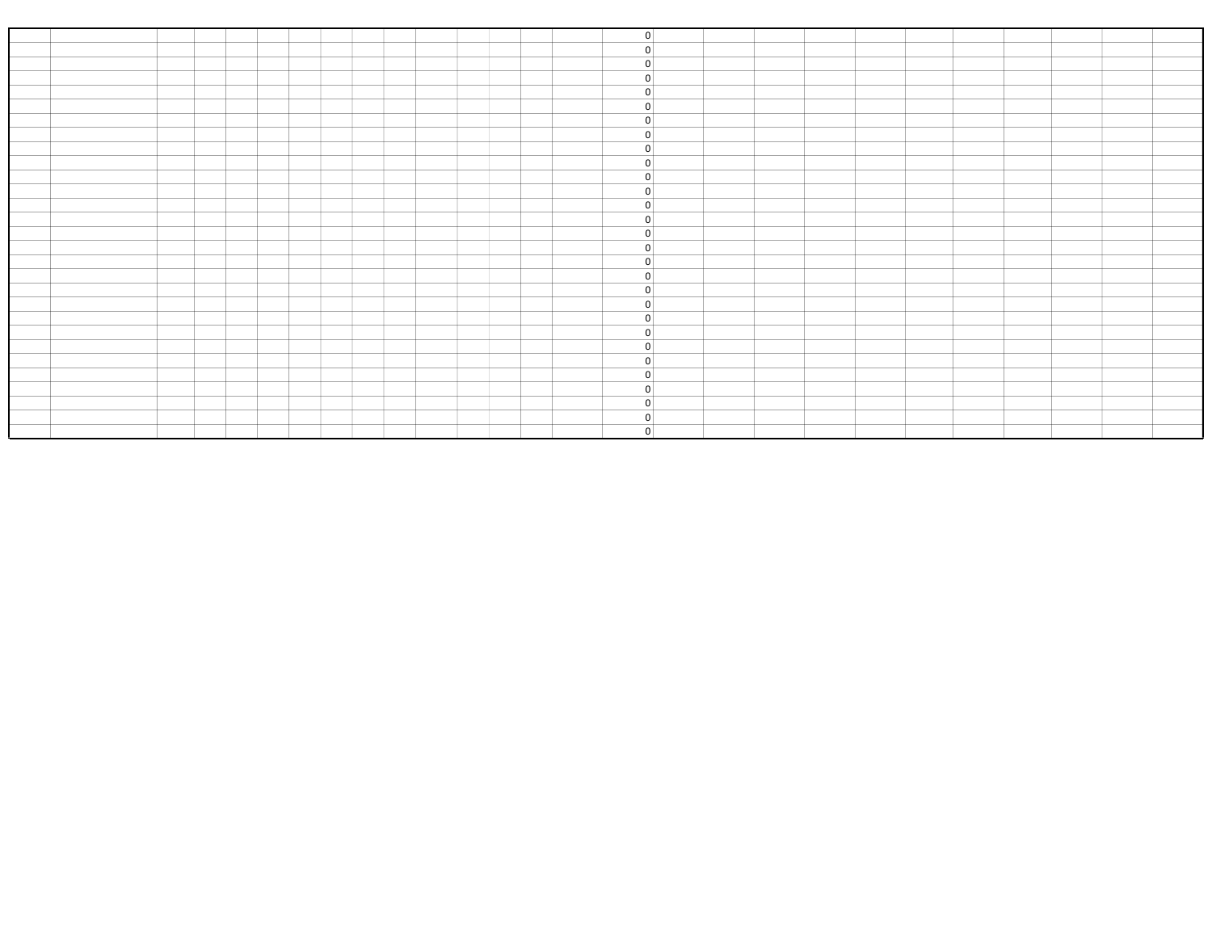| | | | | | | | | | | | | | | | | | | | | | | | | | | |
|---|---|---|---|---|---|---|---|---|---|---|---|---|---|---|---|---|---|---|---|---|---|---|---|---|---|---|
| | | | | | | | | | | | | | | | 0 | | | | | | | | | | | |
| | | | | | | | | | | | | | | | 0 | | | | | | | | | | | |
| | | | | | | | | | | | | | | | 0 | | | | | | | | | | | |
| | | | | | | | | | | | | | | | 0 | | | | | | | | | | | |
| | | | | | | | | | | | | | | | 0 | | | | | | | | | | | |
| | | | | | | | | | | | | | | | 0 | | | | | | | | | | | |
| | | | | | | | | | | | | | | | 0 | | | | | | | | | | | |
| | | | | | | | | | | | | | | | 0 | | | | | | | | | | | |
| | | | | | | | | | | | | | | | 0 | | | | | | | | | | | |
| | | | | | | | | | | | | | | | 0 | | | | | | | | | | | |
| | | | | | | | | | | | | | | | 0 | | | | | | | | | | | |
| | | | | | | | | | | | | | | | 0 | | | | | | | | | | | |
| | | | | | | | | | | | | | | | 0 | | | | | | | | | | | |
| | | | | | | | | | | | | | | | 0 | | | | | | | | | | | |
| | | | | | | | | | | | | | | | 0 | | | | | | | | | | | |
| | | | | | | | | | | | | | | | 0 | | | | | | | | | | | |
| | | | | | | | | | | | | | | | 0 | | | | | | | | | | | |
| | | | | | | | | | | | | | | | 0 | | | | | | | | | | | |
| | | | | | | | | | | | | | | | 0 | | | | | | | | | | | |
| | | | | | | | | | | | | | | | 0 | | | | | | | | | | | |
| | | | | | | | | | | | | | | | 0 | | | | | | | | | | | |
| | | | | | | | | | | | | | | | 0 | | | | | | | | | | | |
| | | | | | | | | | | | | | | | 0 | | | | | | | | | | | |
| | | | | | | | | | | | | | | | 0 | | | | | | | | | | | |
| | | | | | | | | | | | | | | | 0 | | | | | | | | | | | |
| | | | | | | | | | | | | | | | 0 | | | | | | | | | | | |
| | | | | | | | | | | | | | | | 0 | | | | | | | | | | | |
| | | | | | | | | | | | | | | | 0 | | | | | | | | | | | |
| | | | | | | | | | | | | | | | 0 | | | | | | | | | | | |